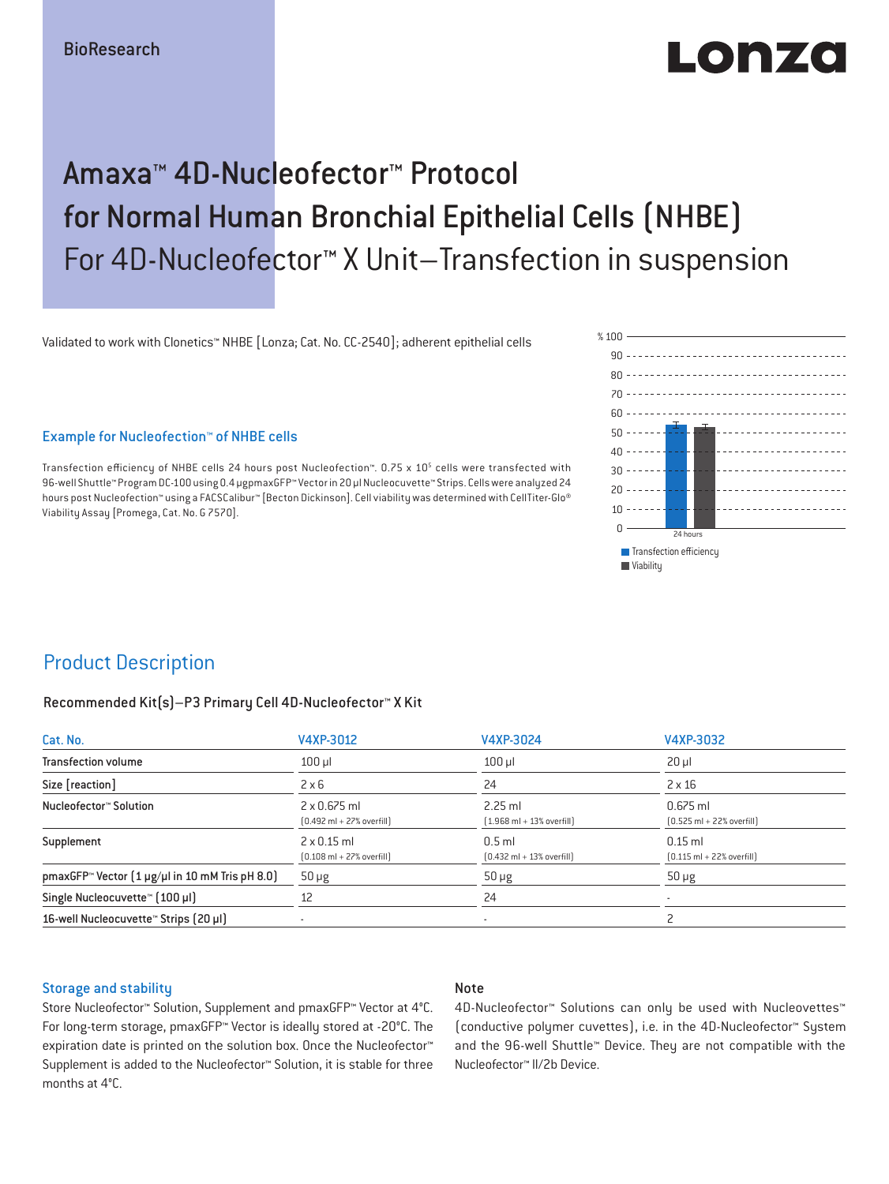BioResearch

# Amaxa™ 4D-Nucleofector™ Protocol for Normal Human Bronchial Epithelial Cells (NHBE)

## For 4D-Nucleofector™ X Unit–Transfection in suspension

Validated to work with Clonetics™ NHBE [Lonza; Cat. No. CC-2540]; adherent epithelial cells

### Example for Nucleofection™ of NHBE cells

Transfection efficiency of NHBE cells 24 hours post Nucleofection™. 0.75 x $10^5$ cells were transfected with 96-well Shuttle™ Program DC-100 using 0.4 µg pmaxGFP™ Vector in 20 µl Nucleocuvette™ Strips. Cells were analyzed 24 hours post Nucleofection™ using a FACSCalibur™ [Becton Dickinson]. Cell viability was determined with CellTiter-Glo® Viability Assay [Promega, Cat. No. G 7570].

## Product Description

### Recommended Kit(s)–P3 Primary Cell 4D-Nucleofector™ X Kit

| Cat. No. | V4XP-3012 | V4XP-3024 | V4XP-3032 |
|---|---|---|---|
| Transfection volume | 100 µl | 100 µl | 20 µl |
| Size [reaction] | 2 x 6 | 24 | 2 x 16 |
| Nucleofector™ Solution | 2 x 0.675 ml (0.492 ml + 27% overfill) | 2.25 ml (1.968 ml + 13% overfill) | 0.675 ml (0.525 ml + 22% overfill) |
| Supplement | 2 x 0.15 ml (0.108 ml + 27% overfill) | 0.5 ml (0.432 ml + 13% overfill) | 0.15 ml (0.115 ml + 22% overfill) |
| pmaxGFP™ Vector (1 µg/µl in 10 mM Tris pH 8.0) | 50 µg | 50 µg | 50 µg |
| Single Nucleocuvette™ (100 µl) | 12 | 24 | - |
| 16-well Nucleocuvette™ Strips (20 µl) | - | - | 2 |

### Storage and stability

Store Nucleofector™ Solution, Supplement and pmaxGFP™ Vector at 4°C. For long-term storage, pmaxGFP™ Vector is ideally stored at -20°C. The expiration date is printed on the solution box. Once the Nucleofector™ Supplement is added to the Nucleofector™ Solution, it is stable for three months at 4°C.

### Note

4D-Nucleofector™ Solutions can only be used with Nucleovettes™ (conductive polymer cuvettes), i.e. in the 4D-Nucleofector™ System and the 96-well Shuttle™ Device. They are not compatible with the Nucleofector™ II/2b Device.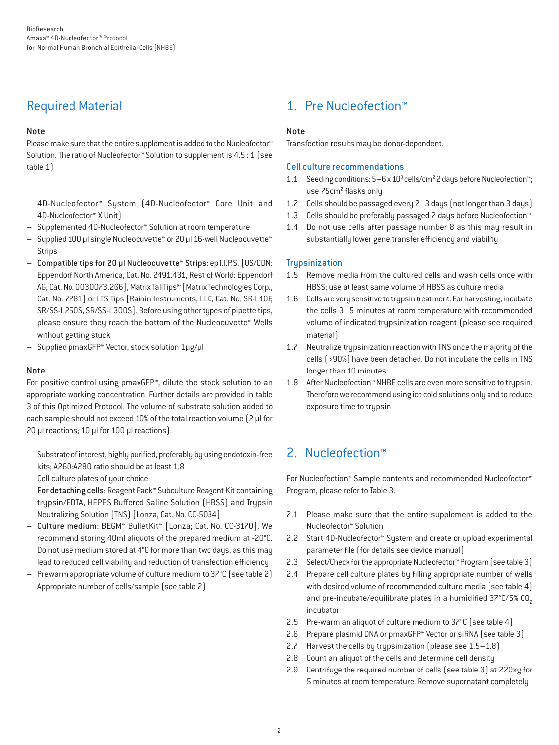## Required Material

### Note

Please make sure that the entire supplement is added to the Nucleofector™ Solution. The ratio of Nucleofector™ Solution to supplement is 4.5 : 1 (see table 1)

- 4D-Nucleofector™ System (4D-Nucleofector™ Core Unit and 4D-Nucleofector™ X Unit)
- Supplemented 4D-Nucleofector™ Solution at room temperature
- Supplied 100 µl single Nucleocuvette™ or 20 µl 16-well Nucleocuvette™ Strips
- **Compatible tips for 20 µl Nucleocuvette™ Strips:** epT.I.P.S. [US/CDN: Eppendorf North America, Cat. No. 2491.431, Rest of World: Eppendorf AG, Cat. No. 0030073.266], Matrix TallTips® [Matrix Technologies Corp., Cat. No. 7281] or LTS Tips [Rainin Instruments, LLC, Cat. No. SR-L10F, SR/SS-L250S, SR/SS-L300S]. Before using other types of pipette tips, please ensure they reach the bottom of the Nucleocuvette™ Wells without getting stuck
- Supplied pmaxGFP™ Vector, stock solution 1µg/µl

### Note

For positive control using pmaxGFP™, dilute the stock solution to an appropriate working concentration. Further details are provided in table 3 of this Optimized Protocol. The volume of substrate solution added to each sample should not exceed 10% of the total reaction volume (2 µl for 20 µl reactions; 10 µl for 100 µl reactions).

- Substrate of interest, highly purified, preferably by using endotoxin-free kits; A260:A280 ratio should be at least 1.8
- Cell culture plates of your choice
- **For detaching cells:** Reagent Pack™ Subculture Reagent Kit containing trypsin/EDTA, HEPES Buffered Saline Solution (HBSS) and Trypsin Neutralizing Solution (TNS) [Lonza, Cat. No. CC-5034]
- **Culture medium:** BEGM™ BulletKit™ [Lonza; Cat. No. CC-3170]. We recommend storing 40ml aliquots of the prepared medium at -20°C. Do not use medium stored at 4°C for more than two days, as this may lead to reduced cell viability and reduction of transfection efficiency
- Prewarm appropriate volume of culture medium to 37°C (see table 2)
- Appropriate number of cells/sample (see table 2)

## 1. Pre Nucleofection™

### Note

Transfection results may be donor-dependent.

### Cell culture recommendations

1.1 Seeding conditions: 5–6 x $10^3$ cells/cm$^2$ 2 days before Nucleofection™; use 75cm$^2$ flasks only

1.2 Cells should be passaged every 2–3 days (not longer than 3 days)

1.3 Cells should be preferably passaged 2 days before Nucleofection™

1.4 Do not use cells after passage number 8 as this may result in substantially lower gene transfer efficiency and viability

### Trypsinization

1.5 Remove media from the cultured cells and wash cells once with HBSS; use at least same volume of HBSS as culture media

1.6 Cells are very sensitive to trypsin treatment. For harvesting, incubate the cells 3–5 minutes at room temperature with recommended volume of indicated trypsinization reagent (please see required material)

1.7 Neutralize trypsinization reaction with TNS once the majority of the cells (>90%) have been detached. Do not incubate the cells in TNS longer than 10 minutes

1.8 After Nucleofection™ NHBE cells are even more sensitive to trypsin. Therefore we recommend using ice cold solutions only and to reduce exposure time to trypsin

## 2. Nucleofection™

For Nucleofection™ Sample contents and recommended Nucleofector™ Program, please refer to Table 3.

2.1 Please make sure that the entire supplement is added to the Nucleofector™ Solution

2.2 Start 4D-Nucleofector™ System and create or upload experimental parameter file (for details see device manual)

2.3 Select/Check for the appropriate Nucleofector™ Program (see table 3)

2.4 Prepare cell culture plates by filling appropriate number of wells with desired volume of recommended culture media (see table 4) and pre-incubate/equilibrate plates in a humidified 37°C/5% $CO_2$ incubator

2.5 Pre-warm an aliquot of culture medium to 37°C (see table 4)

2.6 Prepare plasmid DNA or pmaxGFP™ Vector or siRNA (see table 3)

2.7 Harvest the cells by trypsinization (please see 1.5–1.8)

2.8 Count an aliquot of the cells and determine cell density

2.9 Centrifuge the required number of cells (see table 3) at 220xg for 5 minutes at room temperature. Remove supernatant completely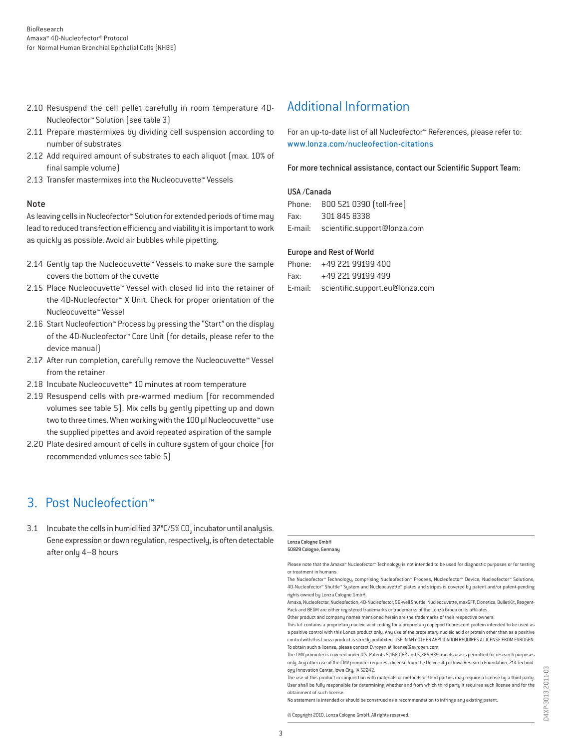2.10 Resuspend the cell pellet carefully in room temperature 4D-Nucleofector™ Solution (see table 3)

2.11 Prepare mastermixes by dividing cell suspension according to number of substrates

2.12 Add required amount of substrates to each aliquot (max. 10% of final sample volume)

2.13 Transfer mastermixes into the Nucleocuvette™ Vessels

### Note

As leaving cells in Nucleofector™ Solution for extended periods of time may lead to reduced transfection efficiency and viability it is important to work as quickly as possible. Avoid air bubbles while pipetting.

2.14 Gently tap the Nucleocuvette™ Vessels to make sure the sample covers the bottom of the cuvette

2.15 Place Nucleocuvette™ Vessel with closed lid into the retainer of the 4D-Nucleofector™ X Unit. Check for proper orientation of the Nucleocuvette™ Vessel

2.16 Start Nucleofection™ Process by pressing the "Start" on the display of the 4D-Nucleofector™ Core Unit (for details, please refer to the device manual)

2.17 After run completion, carefully remove the Nucleocuvette™ Vessel from the retainer

2.18 Incubate Nucleocuvette™ 10 minutes at room temperature

2.19 Resuspend cells with pre-warmed medium (for recommended volumes see table 5). Mix cells by gently pipetting up and down two to three times. When working with the 100 µl Nucleocuvette™ use the supplied pipettes and avoid repeated aspiration of the sample

2.20 Plate desired amount of cells in culture system of your choice (for recommended volumes see table 5)

## 3. Post Nucleofection™

3.1 Incubate the cells in humidified 37°C/5% $CO_2$ incubator until analysis. Gene expression or down regulation, respectively, is often detectable after only 4–8 hours

## Additional Information

For an up-to-date list of all Nucleofector™ References, please refer to: www.lonza.com/nucleofection-citations

For more technical assistance, contact our Scientific Support Team:

**USA /Canada**

Phone: 800 521 0390 (toll-free)
Fax: 301 845 8338
E-mail: scientific.support@lonza.com

**Europe and Rest of World**

Phone: +49 221 99199 400
Fax: +49 221 99199 499
E-mail: scientific.support.eu@lonza.com

Lonza Cologne GmbH
50829 Cologne, Germany

Please note that the Amaxa™ Nucleofector™ Technology is not intended to be used for diagnostic purposes or for testing or treatment in humans.

The Nucleofector™ Technology, comprising Nucleofection™ Process, Nucleofector™ Device, Nucleofector™ Solutions, 4D-Nucleofector™ Shuttle™ System and Nucleocuvette™ plates and stripes is covered by patent and/or patent-pending rights owned by Lonza Cologne GmbH.

Amaxa, Nucleofector, Nucleofection, 4D-Nucleofector, 96-well Shuttle, Nucleocuvette, maxGFP, Clonetics, BulletKit, ReagentPack and BEGM are either registered trademarks or trademarks of the Lonza Group or its affiliates.

Other product and company names mentioned herein are the trademarks of their respective owners.

This kit contains a proprietary nucleic acid coding for a proprietary copepod fluorescent protein intended to be used as a positive control with this Lonza product only. Any use of the proprietary nucleic acid or protein other than as a positive control with this Lonza product is strictly prohibited. USE IN ANY OTHER APPLICATION REQUIRES A LICENSE FROM EVROGEN. To obtain such a license, please contact Evrogen at license@evrogen.com.

The CMV promoter is covered under U.S. Patents 5,168,062 and 5,385,839 and its use is permitted for research purposes only. Any other use of the CMV promoter requires a license from the University of Iowa Research Foundation, 214 Technology Innovation Center, Iowa City, IA 52242.

The use of this product in conjunction with materials or methods of third parties may require a license by a third party. User shall be fully responsible for determining whether and from which third party it requires such license and for the obtainment of such license.

No statement is intended or should be construed as a recommendation to infringe any existing patent.

© Copyright 2010, Lonza Cologne GmbH. All rights reserved.

D4XP-3013_2011-03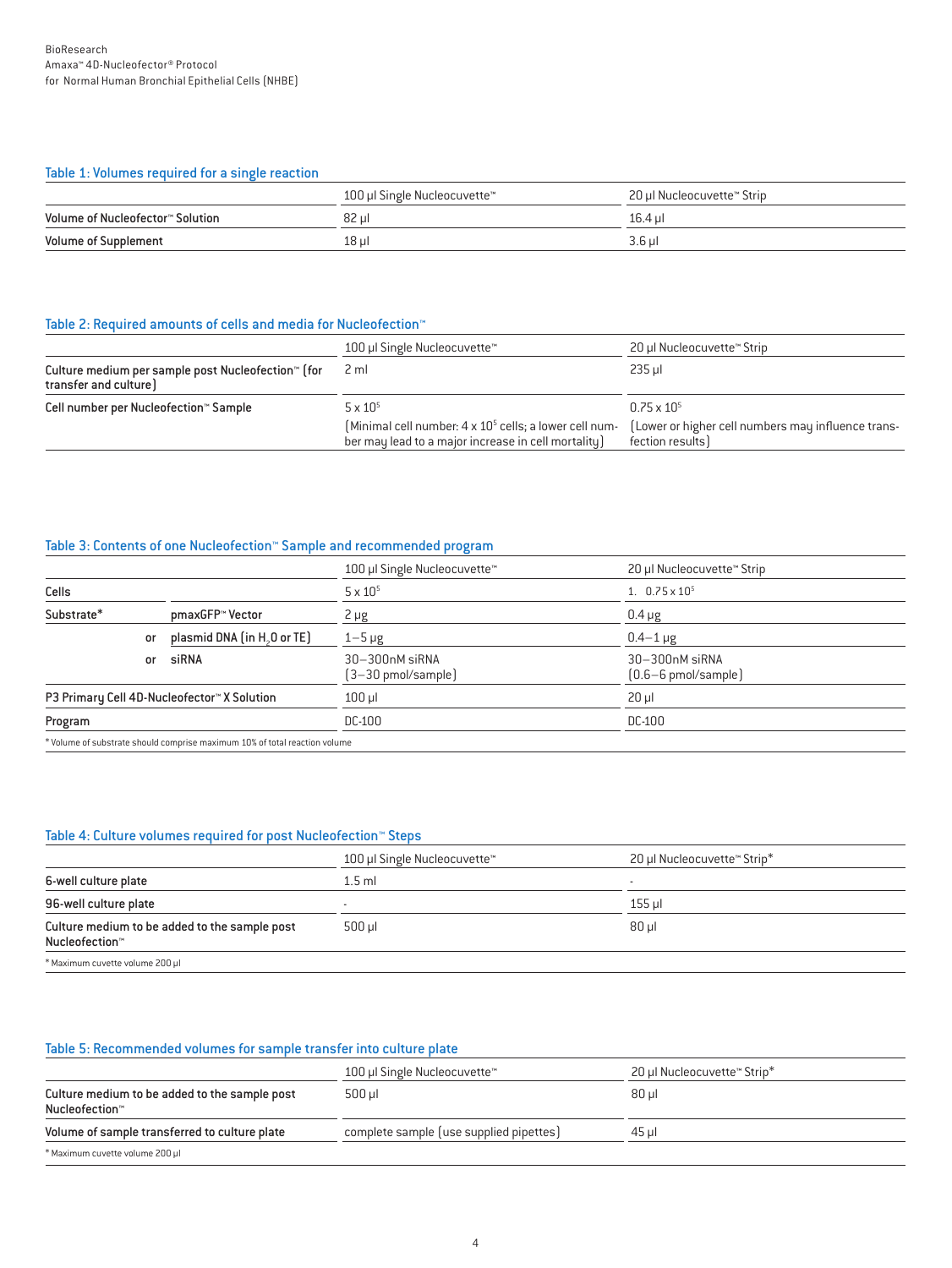### Table 1: Volumes required for a single reaction

| | 100 µl Single Nucleocuvette™ | 20 µl Nucleocuvette™ Strip |
|---|---|---|
| **Volume of Nucleofector™ Solution** | 82 µl | 16.4 µl |
| **Volume of Supplement** | 18 µl | 3.6 µl |

### Table 2: Required amounts of cells and media for Nucleofection™

| | 100 µl Single Nucleocuvette™ | 20 µl Nucleocuvette™ Strip |
|---|---|---|
| **Culture medium per sample post Nucleofection™ (for transfer and culture)** | 2 ml | 235 µl |
| **Cell number per Nucleofection™ Sample** | $5 \times 10^5$ (Minimal cell number: $4 \times 10^5$ cells; a lower cell number may lead to a major increase in cell mortality) | $0.75 \times 10^5$ (Lower or higher cell numbers may influence transfection results) |

### Table 3: Contents of one Nucleofection™ Sample and recommended program

| | | 100 µl Single Nucleocuvette™ | 20 µl Nucleocuvette™ Strip |
|---|---|---|---|
| **Cells** | | $5 \times 10^5$ | 1. $0.75 \times 10^5$ |
| **Substrate*** | **pmaxGFP™ Vector** | 2 µg | 0.4 µg |
| **or** | **plasmid DNA (in $H_2O$ or TE)** | 1–5 µg | 0.4–1 µg |
| **or** | **siRNA** | 30–300nM siRNA (3–30 pmol/sample) | 30–300nM siRNA (0.6–6 pmol/sample) |
| **P3 Primary Cell 4D-Nucleofector™ X Solution** | | 100 µl | 20 µl |
| **Program** | | DC-100 | DC-100 |

* Volume of substrate should comprise maximum 10% of total reaction volume

### Table 4: Culture volumes required for post Nucleofection™ Steps

| | 100 µl Single Nucleocuvette™ | 20 µl Nucleocuvette™ Strip* |
|---|---|---|
| **6-well culture plate** | 1.5 ml | - |
| **96-well culture plate** | - | 155 µl |
| **Culture medium to be added to the sample post Nucleofection™** | 500 µl | 80 µl |

* Maximum cuvette volume 200 µl

### Table 5: Recommended volumes for sample transfer into culture plate

| | 100 µl Single Nucleocuvette™ | 20 µl Nucleocuvette™ Strip* |
|---|---|---|
| **Culture medium to be added to the sample post Nucleofection™** | 500 µl | 80 µl |
| **Volume of sample transferred to culture plate** | complete sample (use supplied pipettes) | 45 µl |

* Maximum cuvette volume 200 µl